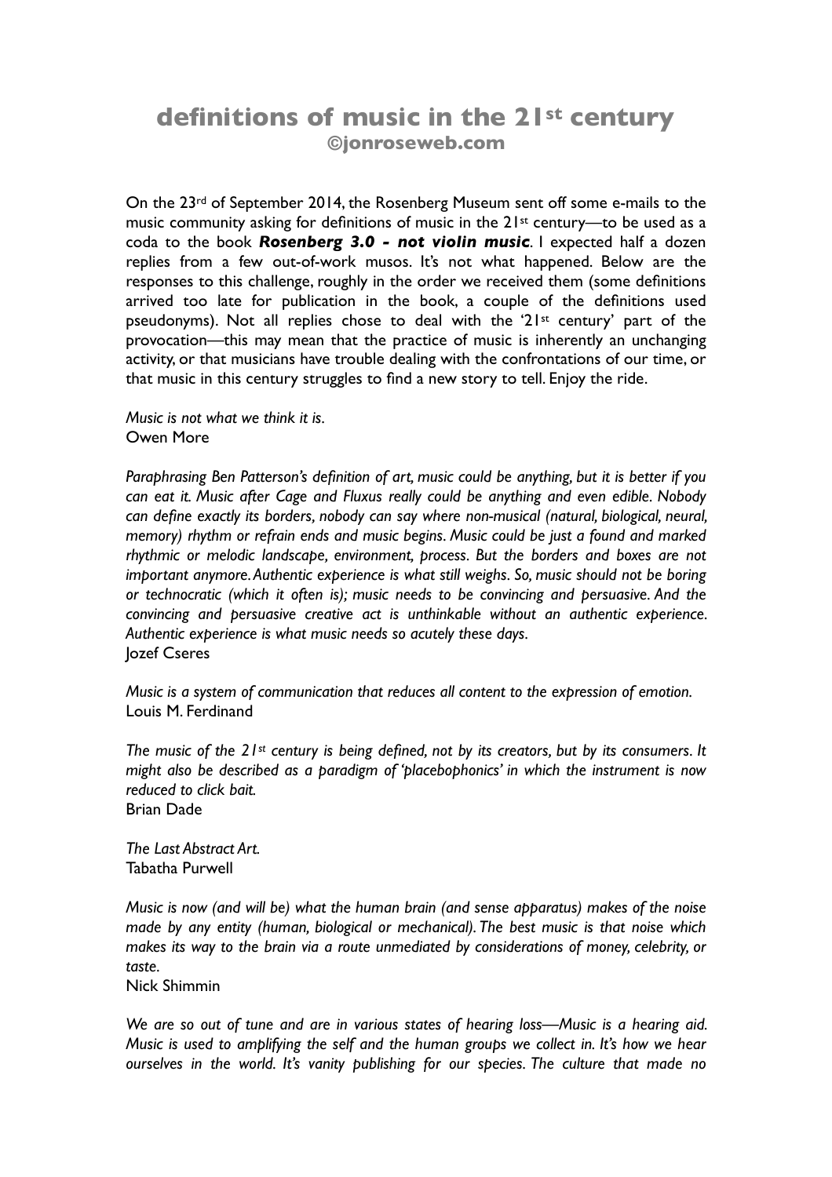# definitions of music in the 21st century
**©jonroseweb.com**

On the 23rd of September 2014, the Rosenberg Museum sent off some e-mails to the music community asking for definitions of music in the 21st century—to be used as a coda to the book ***Rosenberg 3.0 - not violin music***. I expected half a dozen replies from a few out-of-work musos. It's not what happened. Below are the responses to this challenge, roughly in the order we received them (some definitions arrived too late for publication in the book, a couple of the definitions used pseudonyms). Not all replies chose to deal with the '21st century' part of the provocation—this may mean that the practice of music is inherently an unchanging activity, or that musicians have trouble dealing with the confrontations of our time, or that music in this century struggles to find a new story to tell. Enjoy the ride.

*Music is not what we think it is.*
Owen More

*Paraphrasing Ben Patterson's definition of art, music could be anything, but it is better if you can eat it. Music after Cage and Fluxus really could be anything and even edible. Nobody can define exactly its borders, nobody can say where non-musical (natural, biological, neural, memory) rhythm or refrain ends and music begins. Music could be just a found and marked rhythmic or melodic landscape, environment, process. But the borders and boxes are not important anymore. Authentic experience is what still weighs. So, music should not be boring or technocratic (which it often is); music needs to be convincing and persuasive. And the convincing and persuasive creative act is unthinkable without an authentic experience. Authentic experience is what music needs so acutely these days.*
Jozef Cseres

*Music is a system of communication that reduces all content to the expression of emotion.*
Louis M. Ferdinand

*The music of the 21st century is being defined, not by its creators, but by its consumers. It might also be described as a paradigm of 'placebophonics' in which the instrument is now reduced to click bait.*
Brian Dade

*The Last Abstract Art.*
Tabatha Purwell

*Music is now (and will be) what the human brain (and sense apparatus) makes of the noise made by any entity (human, biological or mechanical). The best music is that noise which makes its way to the brain via a route unmediated by considerations of money, celebrity, or taste.*
Nick Shimmin

*We are so out of tune and are in various states of hearing loss—Music is a hearing aid. Music is used to amplifying the self and the human groups we collect in. It's how we hear ourselves in the world. It's vanity publishing for our species. The culture that made no*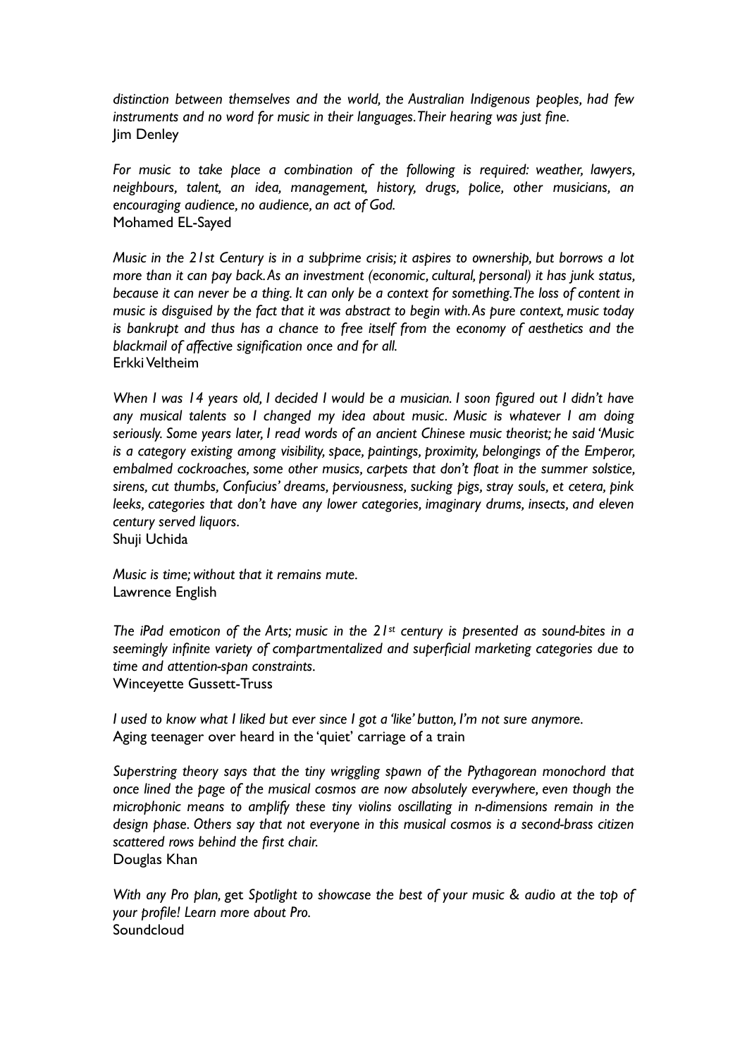*distinction between themselves and the world, the Australian Indigenous peoples, had few instruments and no word for music in their languages. Their hearing was just fine.*
Jim Denley

*For music to take place a combination of the following is required: weather, lawyers, neighbours, talent, an idea, management, history, drugs, police, other musicians, an encouraging audience, no audience, an act of God.*
Mohamed EL-Sayed

*Music in the 21st Century is in a subprime crisis; it aspires to ownership, but borrows a lot more than it can pay back. As an investment (economic, cultural, personal) it has junk status, because it can never be a thing. It can only be a context for something. The loss of content in music is disguised by the fact that it was abstract to begin with. As pure context, music today is bankrupt and thus has a chance to free itself from the economy of aesthetics and the blackmail of affective signification once and for all.*
Erkki Veltheim

*When I was 14 years old, I decided I would be a musician. I soon figured out I didn't have any musical talents so I changed my idea about music. Music is whatever I am doing seriously. Some years later, I read words of an ancient Chinese music theorist; he said 'Music is a category existing among visibility, space, paintings, proximity, belongings of the Emperor, embalmed cockroaches, some other musics, carpets that don't float in the summer solstice, sirens, cut thumbs, Confucius' dreams, perviousness, sucking pigs, stray souls, et cetera, pink leeks, categories that don't have any lower categories, imaginary drums, insects, and eleven century served liquors.*
Shuji Uchida

*Music is time; without that it remains mute.*
Lawrence English

*The iPad emoticon of the Arts; music in the 21st century is presented as sound-bites in a seemingly infinite variety of compartmentalized and superficial marketing categories due to time and attention-span constraints.*
Winceyette Gussett-Truss

*I used to know what I liked but ever since I got a 'like' button, I'm not sure anymore.*
Aging teenager over heard in the 'quiet' carriage of a train

*Superstring theory says that the tiny wriggling spawn of the Pythagorean monochord that once lined the page of the musical cosmos are now absolutely everywhere, even though the microphonic means to amplify these tiny violins oscillating in n-dimensions remain in the design phase. Others say that not everyone in this musical cosmos is a second-brass citizen scattered rows behind the first chair.*
Douglas Khan

*With any Pro plan,* get *Spotlight to showcase the best of your music & audio at the top of your profile! Learn more about Pro.*
Soundcloud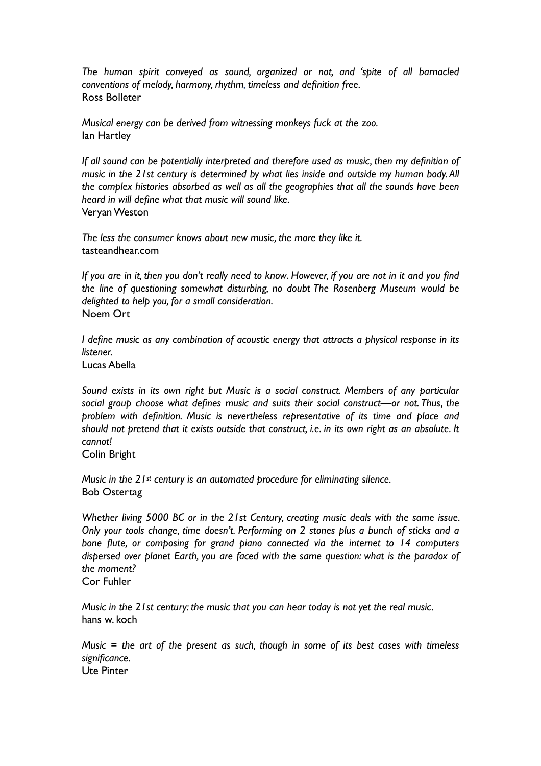*The human spirit conveyed as sound, organized or not, and 'spite of all barnacled conventions of melody, harmony, rhythm, timeless and definition free.*
Ross Bolleter

*Musical energy can be derived from witnessing monkeys fuck at the zoo.*
Ian Hartley

*If all sound can be potentially interpreted and therefore used as music, then my definition of music in the 21st century is determined by what lies inside and outside my human body. All the complex histories absorbed as well as all the geographies that all the sounds have been heard in will define what that music will sound like.*
Veryan Weston

*The less the consumer knows about new music, the more they like it.*
tasteandhear.com

*If you are in it, then you don't really need to know. However, if you are not in it and you find the line of questioning somewhat disturbing, no doubt The Rosenberg Museum would be delighted to help you, for a small consideration.*
Noem Ort

*I define music as any combination of acoustic energy that attracts a physical response in its listener.*
Lucas Abella

*Sound exists in its own right but Music is a social construct. Members of any particular social group choose what defines music and suits their social construct—or not. Thus, the problem with definition. Music is nevertheless representative of its time and place and should not pretend that it exists outside that construct, i.e. in its own right as an absolute. It cannot!*
Colin Bright

*Music in the 21st century is an automated procedure for eliminating silence.*
Bob Ostertag

*Whether living 5000 BC or in the 21st Century, creating music deals with the same issue. Only your tools change, time doesn't. Performing on 2 stones plus a bunch of sticks and a bone flute, or composing for grand piano connected via the internet to 14 computers dispersed over planet Earth, you are faced with the same question: what is the paradox of the moment?*
Cor Fuhler

*Music in the 21st century: the music that you can hear today is not yet the real music.*
hans w. koch

*Music = the art of the present as such, though in some of its best cases with timeless significance.*
Ute Pinter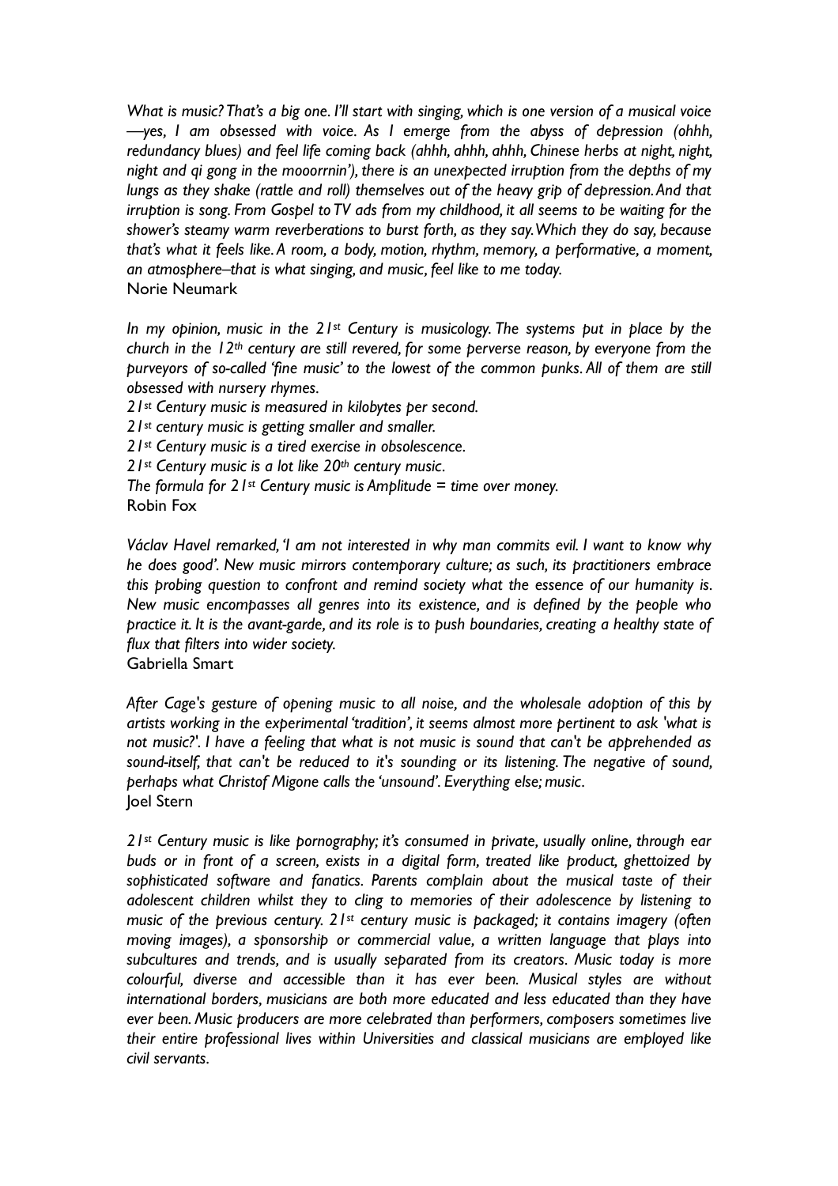*What is music? That's a big one. I'll start with singing, which is one version of a musical voice —yes, I am obsessed with voice. As I emerge from the abyss of depression (ohhh, redundancy blues) and feel life coming back (ahhh, ahhh, ahhh, Chinese herbs at night, night, night and qi gong in the mooorrnin'), there is an unexpected irruption from the depths of my lungs as they shake (rattle and roll) themselves out of the heavy grip of depression. And that irruption is song. From Gospel to TV ads from my childhood, it all seems to be waiting for the shower's steamy warm reverberations to burst forth, as they say. Which they do say, because that's what it feels like. A room, a body, motion, rhythm, memory, a performative, a moment, an atmosphere–that is what singing, and music, feel like to me today.*
Norie Neumark

*In my opinion, music in the 21st Century is musicology. The systems put in place by the church in the 12th century are still revered, for some perverse reason, by everyone from the purveyors of so-called 'fine music' to the lowest of the common punks. All of them are still obsessed with nursery rhymes.*
*21st Century music is measured in kilobytes per second.*
*21st century music is getting smaller and smaller.*
*21st Century music is a tired exercise in obsolescence.*
*21st Century music is a lot like 20th century music.*
*The formula for 21st Century music is Amplitude = time over money.*
Robin Fox

*Václav Havel remarked, 'I am not interested in why man commits evil. I want to know why he does good'. New music mirrors contemporary culture; as such, its practitioners embrace this probing question to confront and remind society what the essence of our humanity is. New music encompasses all genres into its existence, and is defined by the people who practice it. It is the avant-garde, and its role is to push boundaries, creating a healthy state of flux that filters into wider society.*
Gabriella Smart

*After Cage's gesture of opening music to all noise, and the wholesale adoption of this by artists working in the experimental 'tradition', it seems almost more pertinent to ask 'what is not music?'. I have a feeling that what is not music is sound that can't be apprehended as sound-itself, that can't be reduced to it's sounding or its listening. The negative of sound, perhaps what Christof Migone calls the 'unsound'. Everything else; music.*
Joel Stern

*21st Century music is like pornography; it's consumed in private, usually online, through ear buds or in front of a screen, exists in a digital form, treated like product, ghettoized by sophisticated software and fanatics. Parents complain about the musical taste of their adolescent children whilst they to cling to memories of their adolescence by listening to music of the previous century. 21st century music is packaged; it contains imagery (often moving images), a sponsorship or commercial value, a written language that plays into subcultures and trends, and is usually separated from its creators. Music today is more colourful, diverse and accessible than it has ever been. Musical styles are without international borders, musicians are both more educated and less educated than they have ever been. Music producers are more celebrated than performers, composers sometimes live their entire professional lives within Universities and classical musicians are employed like civil servants.*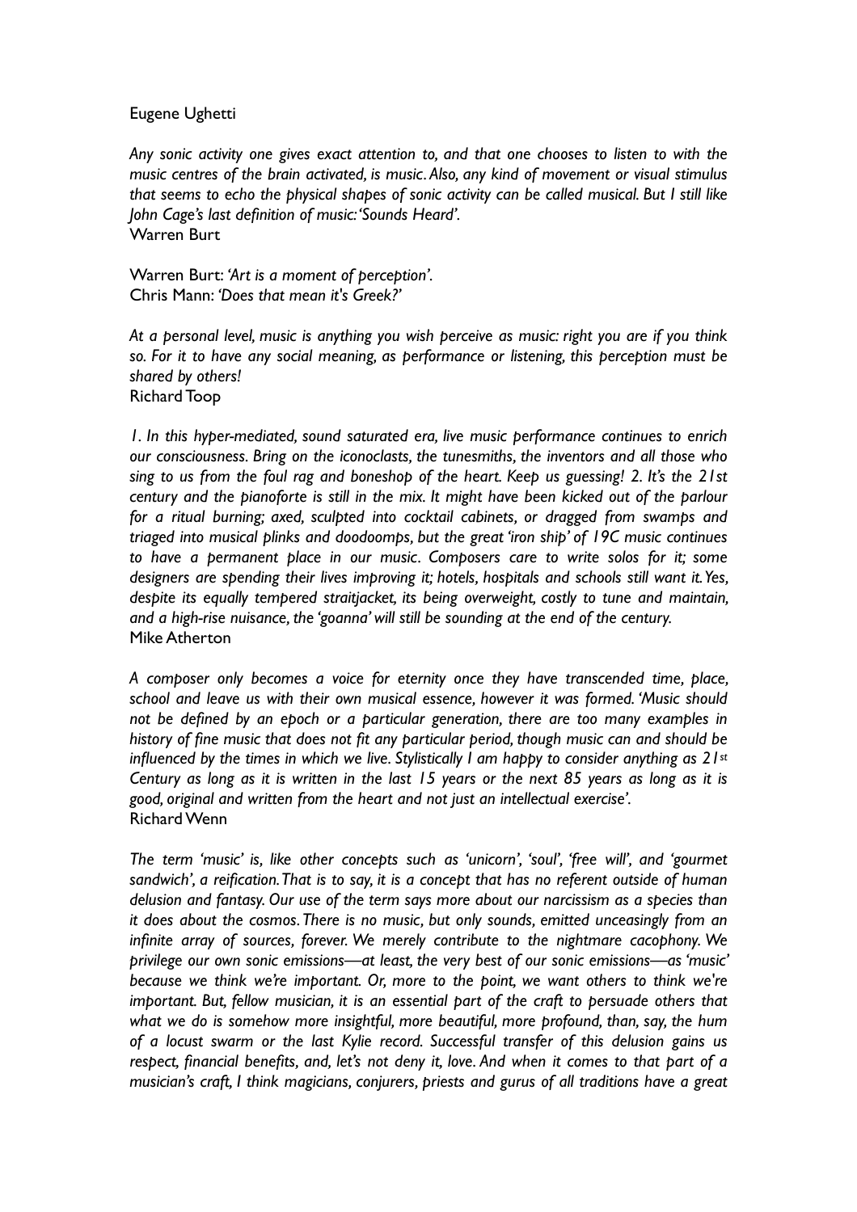Eugene Ughetti

*Any sonic activity one gives exact attention to, and that one chooses to listen to with the music centres of the brain activated, is music. Also, any kind of movement or visual stimulus that seems to echo the physical shapes of sonic activity can be called musical. But I still like John Cage's last definition of music: 'Sounds Heard'.*
Warren Burt

Warren Burt: *'Art is a moment of perception'.*
Chris Mann: *'Does that mean it's Greek?'*

*At a personal level, music is anything you wish perceive as music: right you are if you think so. For it to have any social meaning, as performance or listening, this perception must be shared by others!*
Richard Toop

*1. In this hyper-mediated, sound saturated era, live music performance continues to enrich our consciousness. Bring on the iconoclasts, the tunesmiths, the inventors and all those who sing to us from the foul rag and boneshop of the heart. Keep us guessing! 2. It's the 21st century and the pianoforte is still in the mix. It might have been kicked out of the parlour for a ritual burning; axed, sculpted into cocktail cabinets, or dragged from swamps and triaged into musical plinks and doodoomps, but the great 'iron ship' of 19C music continues to have a permanent place in our music. Composers care to write solos for it; some designers are spending their lives improving it; hotels, hospitals and schools still want it. Yes, despite its equally tempered straitjacket, its being overweight, costly to tune and maintain, and a high-rise nuisance, the 'goanna' will still be sounding at the end of the century.*
Mike Atherton

*A composer only becomes a voice for eternity once they have transcended time, place, school and leave us with their own musical essence, however it was formed. 'Music should not be defined by an epoch or a particular generation, there are too many examples in history of fine music that does not fit any particular period, though music can and should be influenced by the times in which we live. Stylistically I am happy to consider anything as 21st Century as long as it is written in the last 15 years or the next 85 years as long as it is good, original and written from the heart and not just an intellectual exercise'.*
Richard Wenn

*The term 'music' is, like other concepts such as 'unicorn', 'soul', 'free will', and 'gourmet sandwich', a reification. That is to say, it is a concept that has no referent outside of human delusion and fantasy. Our use of the term says more about our narcissism as a species than it does about the cosmos. There is no music, but only sounds, emitted unceasingly from an infinite array of sources, forever. We merely contribute to the nightmare cacophony. We privilege our own sonic emissions—at least, the very best of our sonic emissions—as 'music' because we think we're important. Or, more to the point, we want others to think we're important. But, fellow musician, it is an essential part of the craft to persuade others that what we do is somehow more insightful, more beautiful, more profound, than, say, the hum of a locust swarm or the last Kylie record. Successful transfer of this delusion gains us respect, financial benefits, and, let's not deny it, love. And when it comes to that part of a musician's craft, I think magicians, conjurers, priests and gurus of all traditions have a great*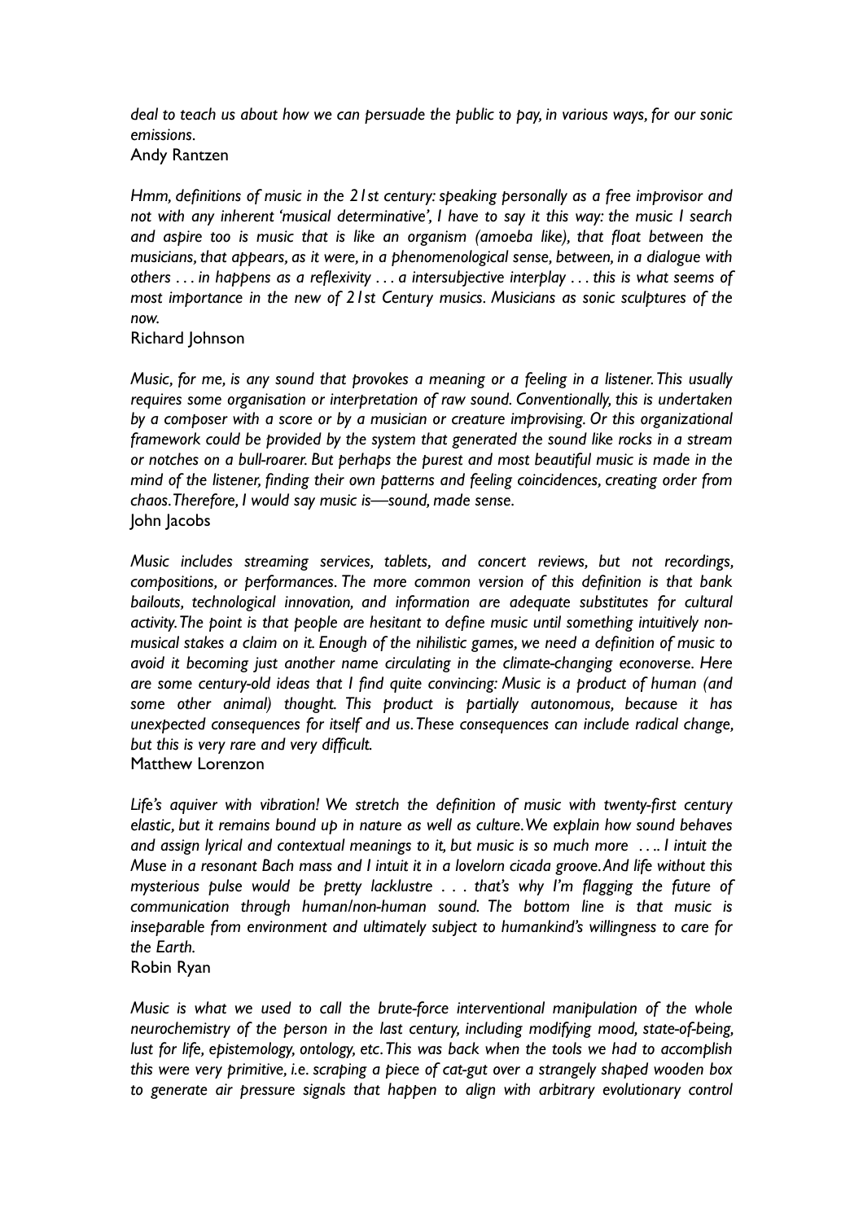*deal to teach us about how we can persuade the public to pay, in various ways, for our sonic emissions.*
Andy Rantzen

*Hmm, definitions of music in the 21st century: speaking personally as a free improvisor and not with any inherent 'musical determinative', I have to say it this way: the music I search and aspire too is music that is like an organism (amoeba like), that float between the musicians, that appears, as it were, in a phenomenological sense, between, in a dialogue with others . . . in happens as a reflexivity . . . a intersubjective interplay . . . this is what seems of most importance in the new of 21st Century musics. Musicians as sonic sculptures of the now.*
Richard Johnson

*Music, for me, is any sound that provokes a meaning or a feeling in a listener. This usually requires some organisation or interpretation of raw sound. Conventionally, this is undertaken by a composer with a score or by a musician or creature improvising. Or this organizational framework could be provided by the system that generated the sound like rocks in a stream or notches on a bull-roarer. But perhaps the purest and most beautiful music is made in the mind of the listener, finding their own patterns and feeling coincidences, creating order from chaos. Therefore, I would say music is—sound, made sense.*
John Jacobs

*Music includes streaming services, tablets, and concert reviews, but not recordings, compositions, or performances. The more common version of this definition is that bank bailouts, technological innovation, and information are adequate substitutes for cultural activity. The point is that people are hesitant to define music until something intuitively non-musical stakes a claim on it. Enough of the nihilistic games, we need a definition of music to avoid it becoming just another name circulating in the climate-changing econoverse. Here are some century-old ideas that I find quite convincing: Music is a product of human (and some other animal) thought. This product is partially autonomous, because it has unexpected consequences for itself and us. These consequences can include radical change, but this is very rare and very difficult.*
Matthew Lorenzon

*Life's aquiver with vibration! We stretch the definition of music with twenty-first century elastic, but it remains bound up in nature as well as culture. We explain how sound behaves and assign lyrical and contextual meanings to it, but music is so much more . . .. I intuit the Muse in a resonant Bach mass and I intuit it in a lovelorn cicada groove. And life without this mysterious pulse would be pretty lacklustre . . . that's why I'm flagging the future of communication through human/non-human sound. The bottom line is that music is inseparable from environment and ultimately subject to humankind's willingness to care for the Earth.*
Robin Ryan

*Music is what we used to call the brute-force interventional manipulation of the whole neurochemistry of the person in the last century, including modifying mood, state-of-being, lust for life, epistemology, ontology, etc. This was back when the tools we had to accomplish this were very primitive, i.e. scraping a piece of cat-gut over a strangely shaped wooden box to generate air pressure signals that happen to align with arbitrary evolutionary control*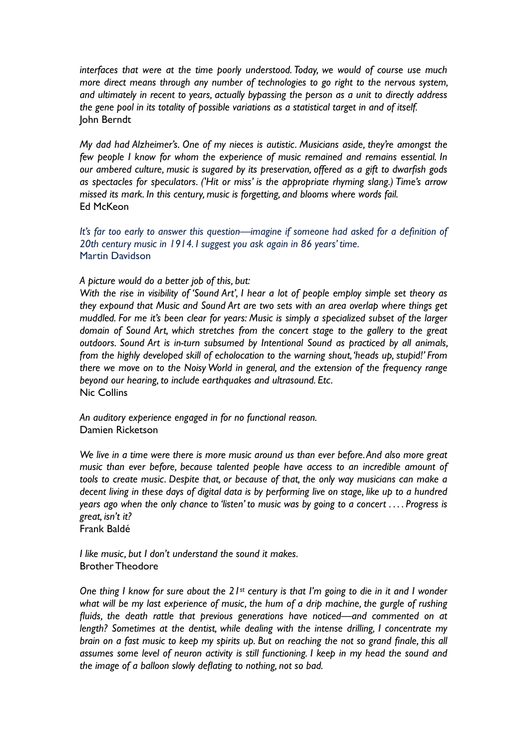*interfaces that were at the time poorly understood. Today, we would of course use much more direct means through any number of technologies to go right to the nervous system, and ultimately in recent to years, actually bypassing the person as a unit to directly address the gene pool in its totality of possible variations as a statistical target in and of itself.*
John Berndt

*My dad had Alzheimer's. One of my nieces is autistic. Musicians aside, they're amongst the few people I know for whom the experience of music remained and remains essential. In our ambered culture, music is sugared by its preservation, offered as a gift to dwarfish gods as spectacles for speculators. ('Hit or miss' is the appropriate rhyming slang.) Time's arrow missed its mark. In this century, music is forgetting, and blooms where words fail.*
Ed McKeon

*It's far too early to answer this question—imagine if someone had asked for a definition of 20th century music in 1914. I suggest you ask again in 86 years' time.*
Martin Davidson

*A picture would do a better job of this, but:*
*With the rise in visibility of 'Sound Art', I hear a lot of people employ simple set theory as they expound that Music and Sound Art are two sets with an area overlap where things get muddled. For me it's been clear for years: Music is simply a specialized subset of the larger domain of Sound Art, which stretches from the concert stage to the gallery to the great outdoors. Sound Art is in-turn subsumed by Intentional Sound as practiced by all animals, from the highly developed skill of echolocation to the warning shout, 'heads up, stupid!' From there we move on to the Noisy World in general, and the extension of the frequency range beyond our hearing, to include earthquakes and ultrasound. Etc.*
Nic Collins

*An auditory experience engaged in for no functional reason.*
Damien Ricketson

*We live in a time were there is more music around us than ever before. And also more great music than ever before, because talented people have access to an incredible amount of tools to create music. Despite that, or because of that, the only way musicians can make a decent living in these days of digital data is by performing live on stage, like up to a hundred years ago when the only chance to 'listen' to music was by going to a concert . . . . Progress is great, isn't it?*
Frank Baldé

*I like music, but I don't understand the sound it makes.*
Brother Theodore

*One thing I know for sure about the 21st century is that I'm going to die in it and I wonder what will be my last experience of music, the hum of a drip machine, the gurgle of rushing fluids, the death rattle that previous generations have noticed—and commented on at length? Sometimes at the dentist, while dealing with the intense drilling, I concentrate my brain on a fast music to keep my spirits up. But on reaching the not so grand finale, this all assumes some level of neuron activity is still functioning. I keep in my head the sound and the image of a balloon slowly deflating to nothing, not so bad.*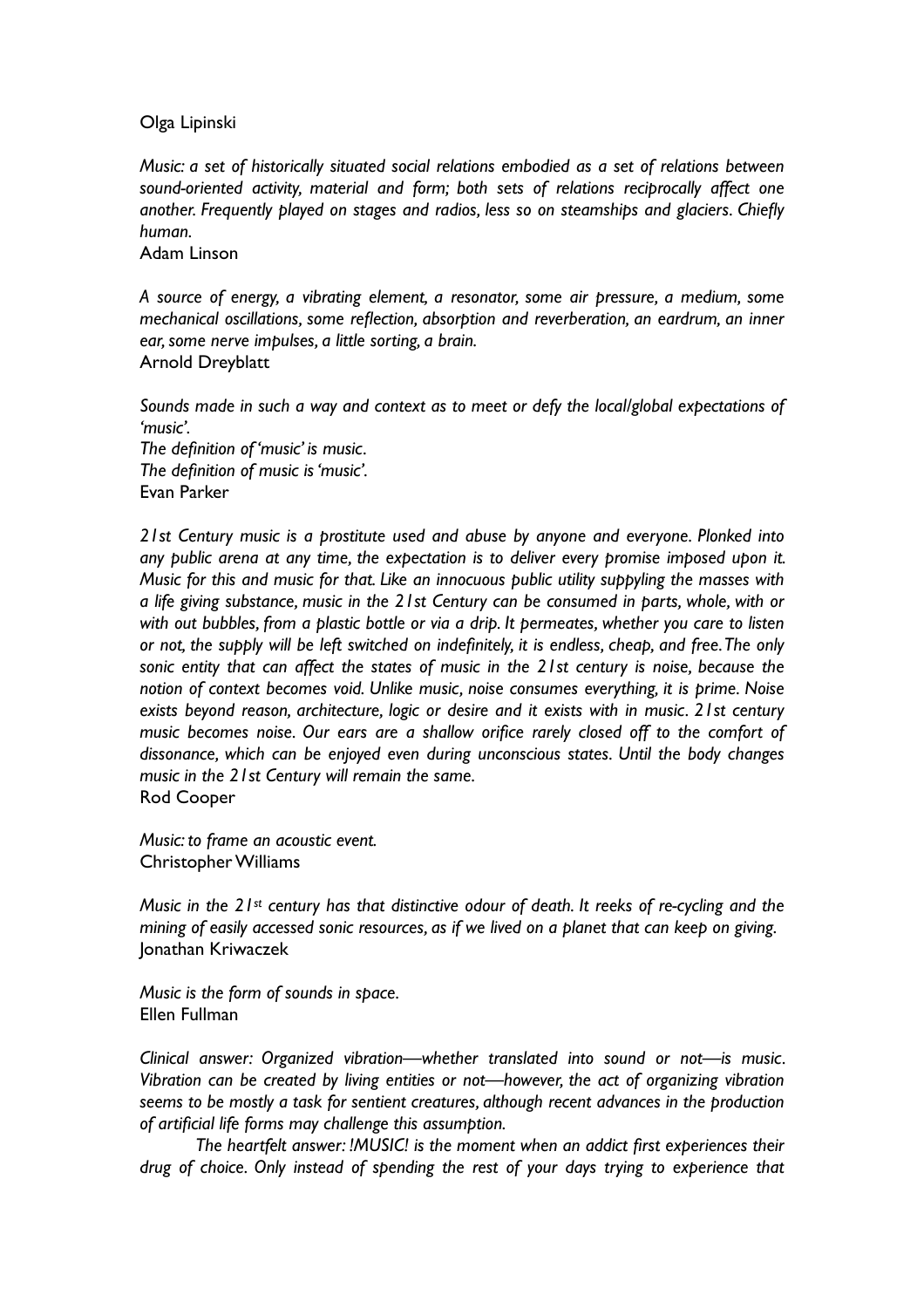Olga Lipinski

*Music: a set of historically situated social relations embodied as a set of relations between sound-oriented activity, material and form; both sets of relations reciprocally affect one another. Frequently played on stages and radios, less so on steamships and glaciers. Chiefly human.*
Adam Linson

*A source of energy, a vibrating element, a resonator, some air pressure, a medium, some mechanical oscillations, some reflection, absorption and reverberation, an eardrum, an inner ear, some nerve impulses, a little sorting, a brain.*
Arnold Dreyblatt

*Sounds made in such a way and context as to meet or defy the local/global expectations of 'music'.*
*The definition of 'music' is music.*
*The definition of music is 'music'.*
Evan Parker

*21st Century music is a prostitute used and abuse by anyone and everyone. Plonked into any public arena at any time, the expectation is to deliver every promise imposed upon it. Music for this and music for that. Like an innocuous public utility suppyling the masses with a life giving substance, music in the 21st Century can be consumed in parts, whole, with or with out bubbles, from a plastic bottle or via a drip. It permeates, whether you care to listen or not, the supply will be left switched on indefinitely, it is endless, cheap, and free. The only sonic entity that can affect the states of music in the 21st century is noise, because the notion of context becomes void. Unlike music, noise consumes everything, it is prime. Noise exists beyond reason, architecture, logic or desire and it exists with in music. 21st century music becomes noise. Our ears are a shallow orifice rarely closed off to the comfort of dissonance, which can be enjoyed even during unconscious states. Until the body changes music in the 21st Century will remain the same.*
Rod Cooper

*Music: to frame an acoustic event.*
Christopher Williams

*Music in the 21st century has that distinctive odour of death. It reeks of re-cycling and the mining of easily accessed sonic resources, as if we lived on a planet that can keep on giving.*
Jonathan Kriwaczek

*Music is the form of sounds in space.*
Ellen Fullman

*Clinical answer: Organized vibration—whether translated into sound or not—is music. Vibration can be created by living entities or not—however, the act of organizing vibration seems to be mostly a task for sentient creatures, although recent advances in the production of artificial life forms may challenge this assumption.*

*The heartfelt answer: !MUSIC! is the moment when an addict first experiences their drug of choice. Only instead of spending the rest of your days trying to experience that*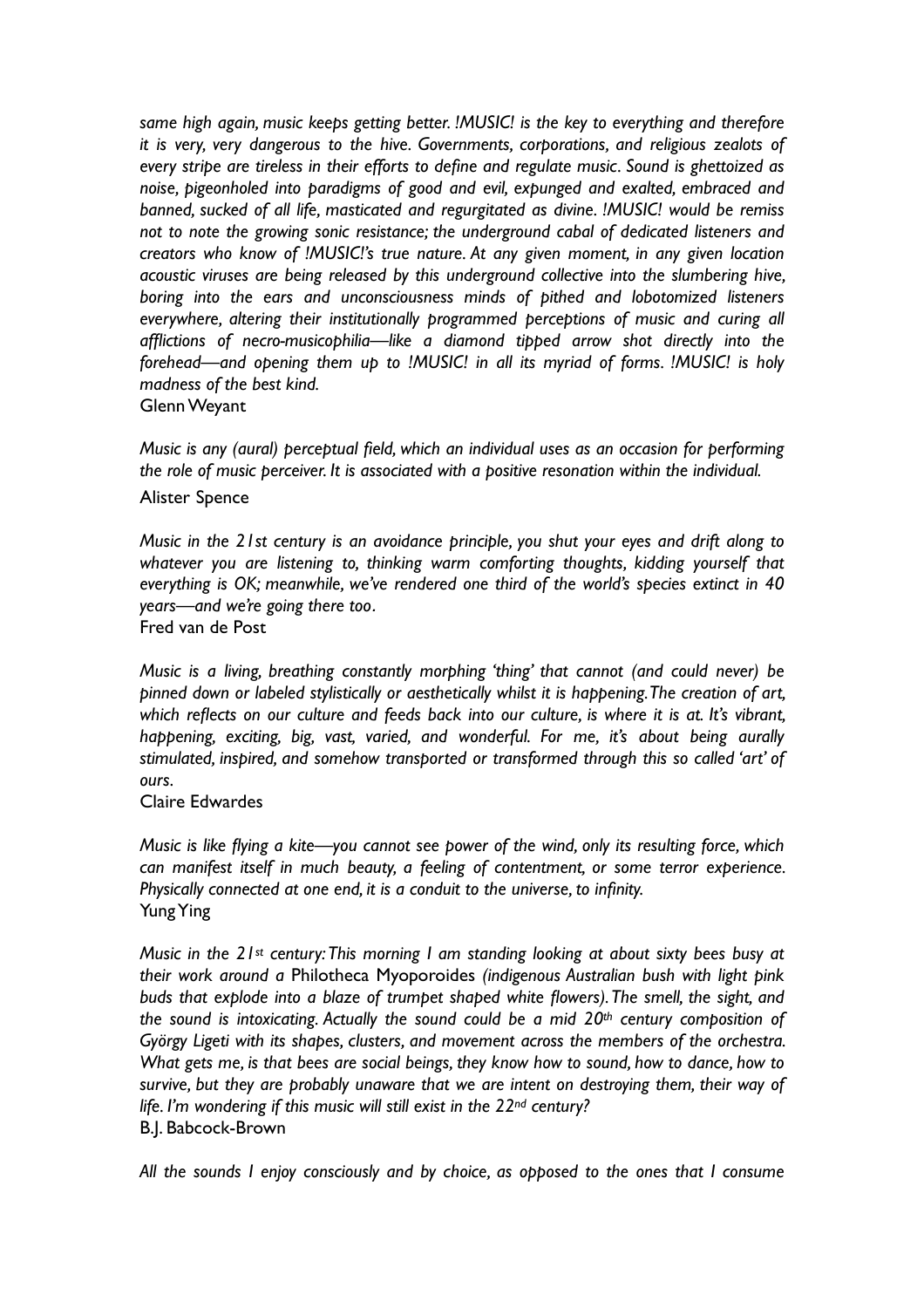*same high again, music keeps getting better. !MUSIC! is the key to everything and therefore it is very, very dangerous to the hive. Governments, corporations, and religious zealots of every stripe are tireless in their efforts to define and regulate music. Sound is ghettoized as noise, pigeonholed into paradigms of good and evil, expunged and exalted, embraced and banned, sucked of all life, masticated and regurgitated as divine. !MUSIC! would be remiss not to note the growing sonic resistance; the underground cabal of dedicated listeners and creators who know of !MUSIC!'s true nature. At any given moment, in any given location acoustic viruses are being released by this underground collective into the slumbering hive, boring into the ears and unconsciousness minds of pithed and lobotomized listeners everywhere, altering their institutionally programmed perceptions of music and curing all afflictions of necro-musicophilia—like a diamond tipped arrow shot directly into the forehead—and opening them up to !MUSIC! in all its myriad of forms. !MUSIC! is holy madness of the best kind.*
Glenn Weyant

*Music is any (aural) perceptual field, which an individual uses as an occasion for performing the role of music perceiver. It is associated with a positive resonation within the individual.*
Alister Spence

*Music in the 21st century is an avoidance principle, you shut your eyes and drift along to whatever you are listening to, thinking warm comforting thoughts, kidding yourself that everything is OK; meanwhile, we've rendered one third of the world's species extinct in 40 years—and we're going there too.*
Fred van de Post

*Music is a living, breathing constantly morphing 'thing' that cannot (and could never) be pinned down or labeled stylistically or aesthetically whilst it is happening. The creation of art, which reflects on our culture and feeds back into our culture, is where it is at. It's vibrant, happening, exciting, big, vast, varied, and wonderful. For me, it's about being aurally stimulated, inspired, and somehow transported or transformed through this so called 'art' of ours.*
Claire Edwardes

*Music is like flying a kite—you cannot see power of the wind, only its resulting force, which can manifest itself in much beauty, a feeling of contentment, or some terror experience. Physically connected at one end, it is a conduit to the universe, to infinity.*
Yung Ying

*Music in the 21st century: This morning I am standing looking at about sixty bees busy at their work around a* Philotheca Myoporoides *(indigenous Australian bush with light pink buds that explode into a blaze of trumpet shaped white flowers). The smell, the sight, and the sound is intoxicating. Actually the sound could be a mid 20th century composition of György Ligeti with its shapes, clusters, and movement across the members of the orchestra. What gets me, is that bees are social beings, they know how to sound, how to dance, how to survive, but they are probably unaware that we are intent on destroying them, their way of life. I'm wondering if this music will still exist in the 22nd century?*
B.J. Babcock-Brown

*All the sounds I enjoy consciously and by choice, as opposed to the ones that I consume*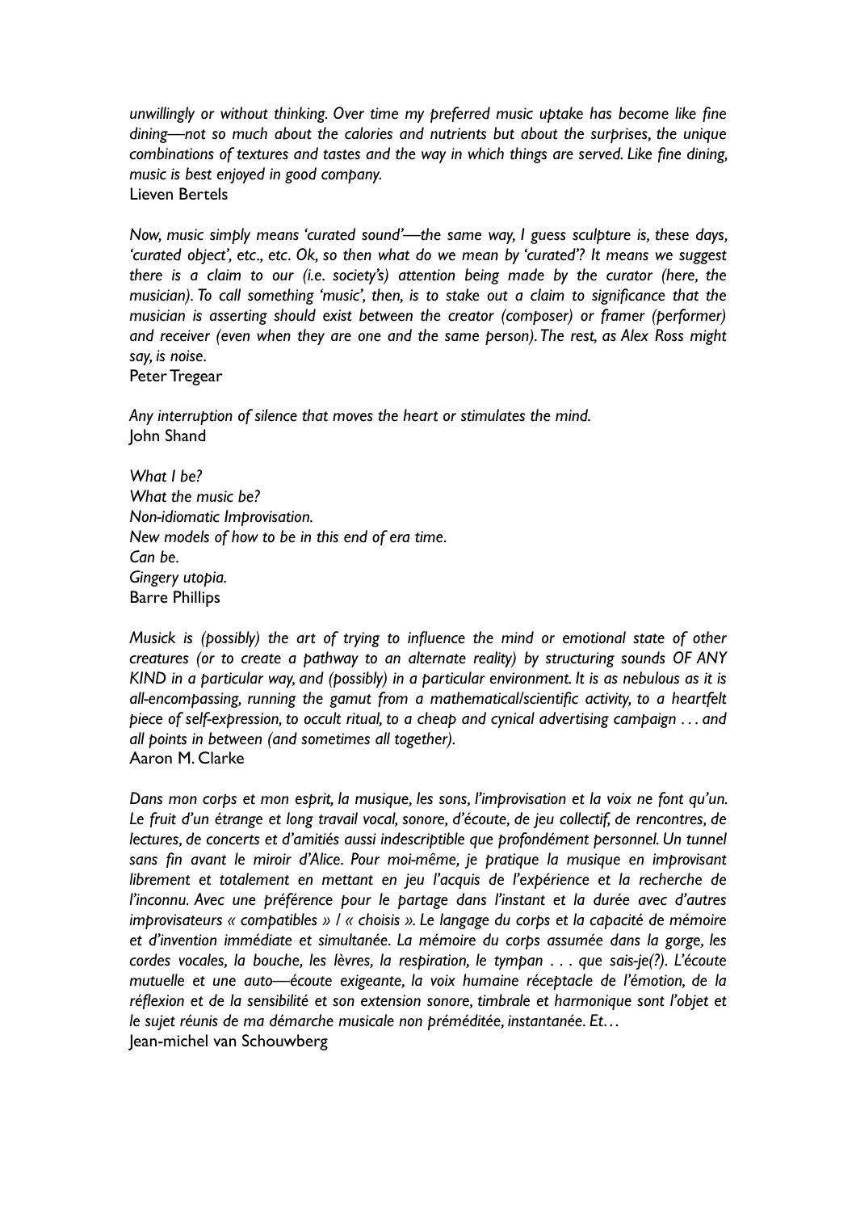*unwillingly or without thinking. Over time my preferred music uptake has become like fine dining—not so much about the calories and nutrients but about the surprises, the unique combinations of textures and tastes and the way in which things are served. Like fine dining, music is best enjoyed in good company.*
Lieven Bertels

*Now, music simply means 'curated sound'—the same way, I guess sculpture is, these days, 'curated object', etc., etc. Ok, so then what do we mean by 'curated'? It means we suggest there is a claim to our (i.e. society's) attention being made by the curator (here, the musician). To call something 'music', then, is to stake out a claim to significance that the musician is asserting should exist between the creator (composer) or framer (performer) and receiver (even when they are one and the same person). The rest, as Alex Ross might say, is noise.*
Peter Tregear

*Any interruption of silence that moves the heart or stimulates the mind.*
John Shand

*What I be?*
*What the music be?*
*Non-idiomatic Improvisation.*
*New models of how to be in this end of era time.*
*Can be.*
*Gingery utopia.*
Barre Phillips

*Musick is (possibly) the art of trying to influence the mind or emotional state of other creatures (or to create a pathway to an alternate reality) by structuring sounds OF ANY KIND in a particular way, and (possibly) in a particular environment. It is as nebulous as it is all-encompassing, running the gamut from a mathematical/scientific activity, to a heartfelt piece of self-expression, to occult ritual, to a cheap and cynical advertising campaign . . . and all points in between (and sometimes all together).*
Aaron M. Clarke

*Dans mon corps et mon esprit, la musique, les sons, l'improvisation et la voix ne font qu'un. Le fruit d'un étrange et long travail vocal, sonore, d'écoute, de jeu collectif, de rencontres, de lectures, de concerts et d'amitiés aussi indescriptible que profondément personnel. Un tunnel sans fin avant le miroir d'Alice. Pour moi-même, je pratique la musique en improvisant librement et totalement en mettant en jeu l'acquis de l'expérience et la recherche de l'inconnu. Avec une préférence pour le partage dans l'instant et la durée avec d'autres improvisateurs « compatibles » / « choisis ». Le langage du corps et la capacité de mémoire et d'invention immédiate et simultanée. La mémoire du corps assumée dans la gorge, les cordes vocales, la bouche, les lèvres, la respiration, le tympan . . . que sais-je(?). L'écoute mutuelle et une auto—écoute exigeante, la voix humaine réceptacle de l'émotion, de la réflexion et de la sensibilité et son extension sonore, timbrale et harmonique sont l'objet et le sujet réunis de ma démarche musicale non préméditée, instantanée. Et…*
Jean-michel van Schouwberg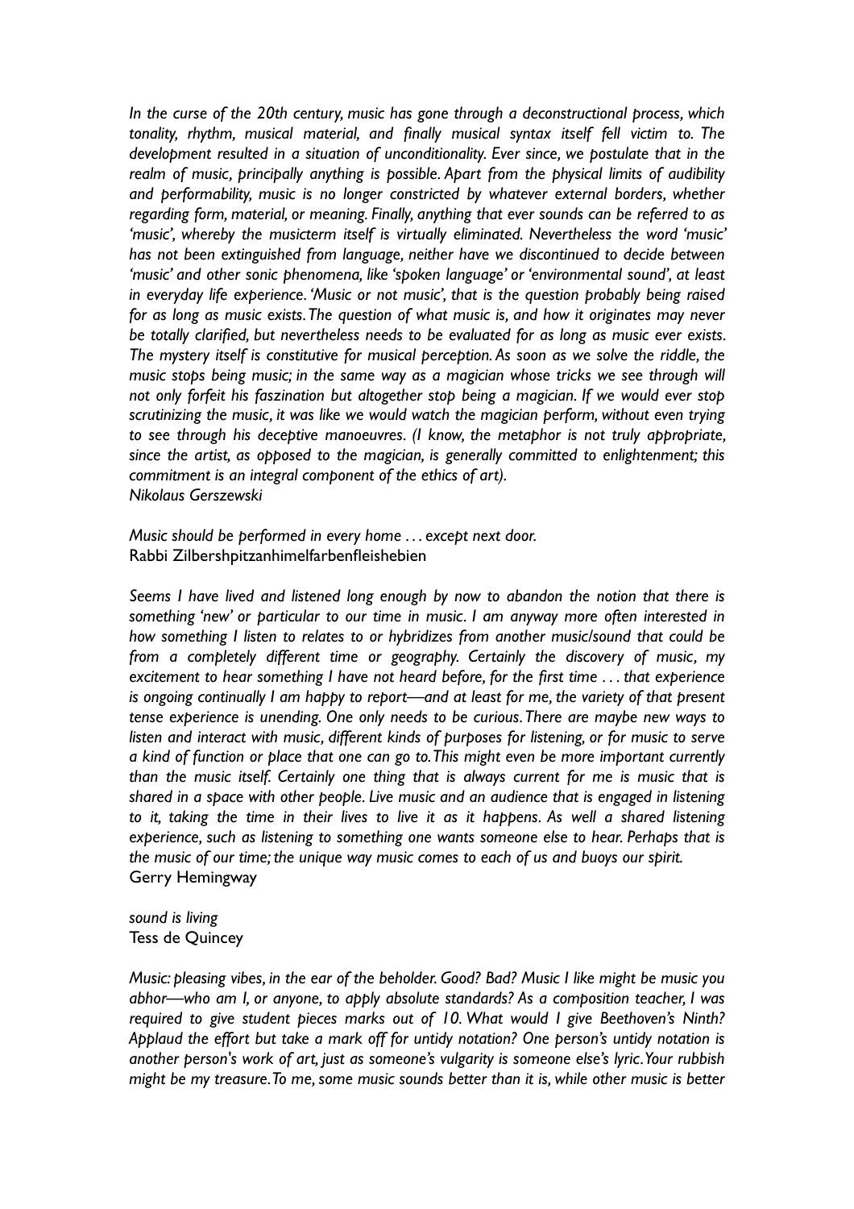*In the curse of the 20th century, music has gone through a deconstructional process, which tonality, rhythm, musical material, and finally musical syntax itself fell victim to. The development resulted in a situation of unconditionality. Ever since, we postulate that in the realm of music, principally anything is possible. Apart from the physical limits of audibility and performability, music is no longer constricted by whatever external borders, whether regarding form, material, or meaning. Finally, anything that ever sounds can be referred to as 'music', whereby the musicterm itself is virtually eliminated. Nevertheless the word 'music' has not been extinguished from language, neither have we discontinued to decide between 'music' and other sonic phenomena, like 'spoken language' or 'environmental sound', at least in everyday life experience. 'Music or not music', that is the question probably being raised for as long as music exists. The question of what music is, and how it originates may never be totally clarified, but nevertheless needs to be evaluated for as long as music ever exists. The mystery itself is constitutive for musical perception. As soon as we solve the riddle, the music stops being music; in the same way as a magician whose tricks we see through will not only forfeit his faszination but altogether stop being a magician. If we would ever stop scrutinizing the music, it was like we would watch the magician perform, without even trying to see through his deceptive manoeuvres. (I know, the metaphor is not truly appropriate, since the artist, as opposed to the magician, is generally committed to enlightenment; this commitment is an integral component of the ethics of art).*
*Nikolaus Gerszewski*

*Music should be performed in every home . . . except next door.*
Rabbi Zilbershpitzanhimelfarbenfleishebien

*Seems I have lived and listened long enough by now to abandon the notion that there is something 'new' or particular to our time in music. I am anyway more often interested in how something I listen to relates to or hybridizes from another music/sound that could be from a completely different time or geography. Certainly the discovery of music, my excitement to hear something I have not heard before, for the first time . . . that experience is ongoing continually I am happy to report—and at least for me, the variety of that present tense experience is unending. One only needs to be curious. There are maybe new ways to listen and interact with music, different kinds of purposes for listening, or for music to serve a kind of function or place that one can go to. This might even be more important currently than the music itself. Certainly one thing that is always current for me is music that is shared in a space with other people. Live music and an audience that is engaged in listening to it, taking the time in their lives to live it as it happens. As well a shared listening experience, such as listening to something one wants someone else to hear. Perhaps that is the music of our time; the unique way music comes to each of us and buoys our spirit.*
Gerry Hemingway

*sound is living*
Tess de Quincey

*Music: pleasing vibes, in the ear of the beholder. Good? Bad? Music I like might be music you abhor—who am I, or anyone, to apply absolute standards? As a composition teacher, I was required to give student pieces marks out of 10. What would I give Beethoven's Ninth? Applaud the effort but take a mark off for untidy notation? One person's untidy notation is another person's work of art, just as someone's vulgarity is someone else's lyric. Your rubbish might be my treasure. To me, some music sounds better than it is, while other music is better*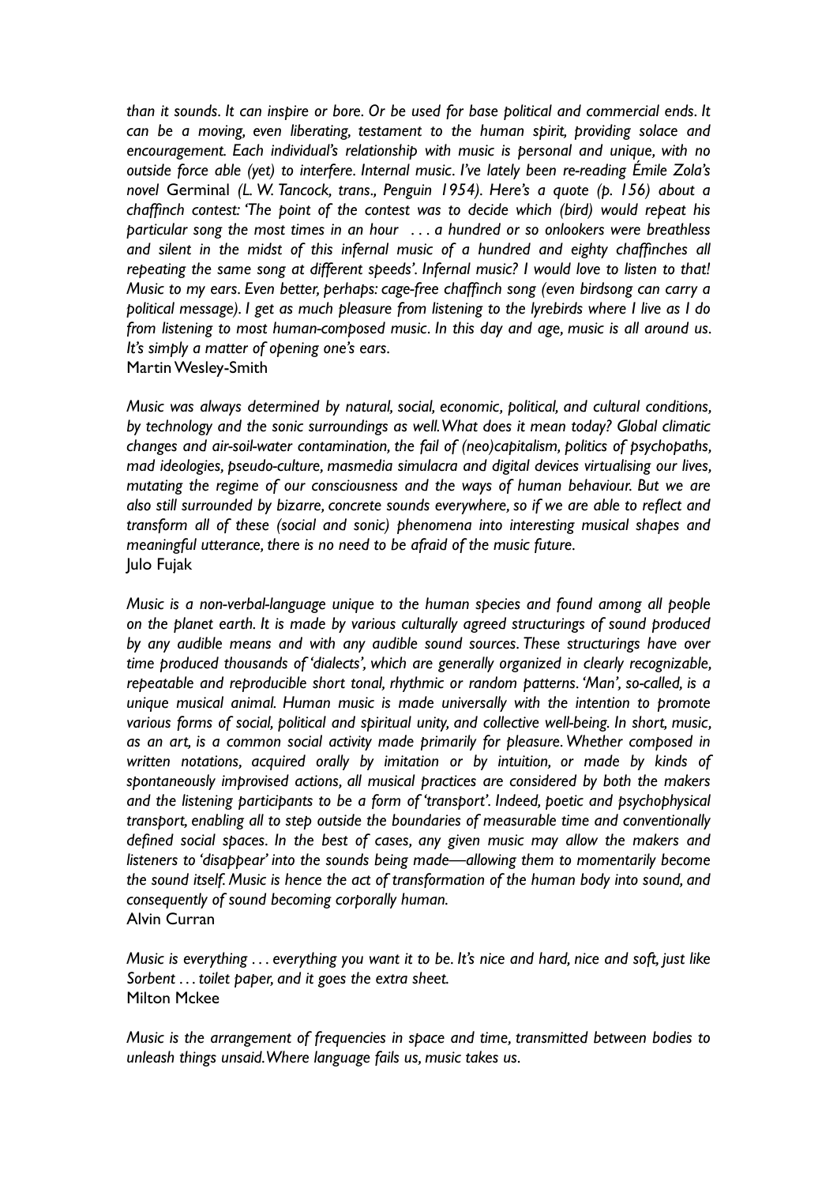*than it sounds. It can inspire or bore. Or be used for base political and commercial ends. It can be a moving, even liberating, testament to the human spirit, providing solace and encouragement. Each individual's relationship with music is personal and unique, with no outside force able (yet) to interfere. Internal music. I've lately been re-reading Émile Zola's novel* Germinal *(L. W. Tancock, trans., Penguin 1954). Here's a quote (p. 156) about a chaffinch contest: 'The point of the contest was to decide which (bird) would repeat his particular song the most times in an hour . . . a hundred or so onlookers were breathless and silent in the midst of this infernal music of a hundred and eighty chaffinches all repeating the same song at different speeds'. Infernal music? I would love to listen to that! Music to my ears. Even better, perhaps: cage-free chaffinch song (even birdsong can carry a political message). I get as much pleasure from listening to the lyrebirds where I live as I do from listening to most human-composed music. In this day and age, music is all around us. It's simply a matter of opening one's ears.*
Martin Wesley-Smith

*Music was always determined by natural, social, economic, political, and cultural conditions, by technology and the sonic surroundings as well. What does it mean today? Global climatic changes and air-soil-water contamination, the fail of (neo)capitalism, politics of psychopaths, mad ideologies, pseudo-culture, masmedia simulacra and digital devices virtualising our lives, mutating the regime of our consciousness and the ways of human behaviour. But we are also still surrounded by bizarre, concrete sounds everywhere, so if we are able to reflect and transform all of these (social and sonic) phenomena into interesting musical shapes and meaningful utterance, there is no need to be afraid of the music future.*
Julo Fujak

*Music is a non-verbal-language unique to the human species and found among all people on the planet earth. It is made by various culturally agreed structurings of sound produced by any audible means and with any audible sound sources. These structurings have over time produced thousands of 'dialects', which are generally organized in clearly recognizable, repeatable and reproducible short tonal, rhythmic or random patterns. 'Man', so-called, is a unique musical animal. Human music is made universally with the intention to promote various forms of social, political and spiritual unity, and collective well-being. In short, music, as an art, is a common social activity made primarily for pleasure. Whether composed in written notations, acquired orally by imitation or by intuition, or made by kinds of spontaneously improvised actions, all musical practices are considered by both the makers and the listening participants to be a form of 'transport'. Indeed, poetic and psychophysical transport, enabling all to step outside the boundaries of measurable time and conventionally defined social spaces. In the best of cases, any given music may allow the makers and listeners to 'disappear' into the sounds being made—allowing them to momentarily become the sound itself. Music is hence the act of transformation of the human body into sound, and consequently of sound becoming corporally human.*
Alvin Curran

*Music is everything . . . everything you want it to be. It's nice and hard, nice and soft, just like Sorbent . . . toilet paper, and it goes the extra sheet.*
Milton Mckee

*Music is the arrangement of frequencies in space and time, transmitted between bodies to unleash things unsaid. Where language fails us, music takes us.*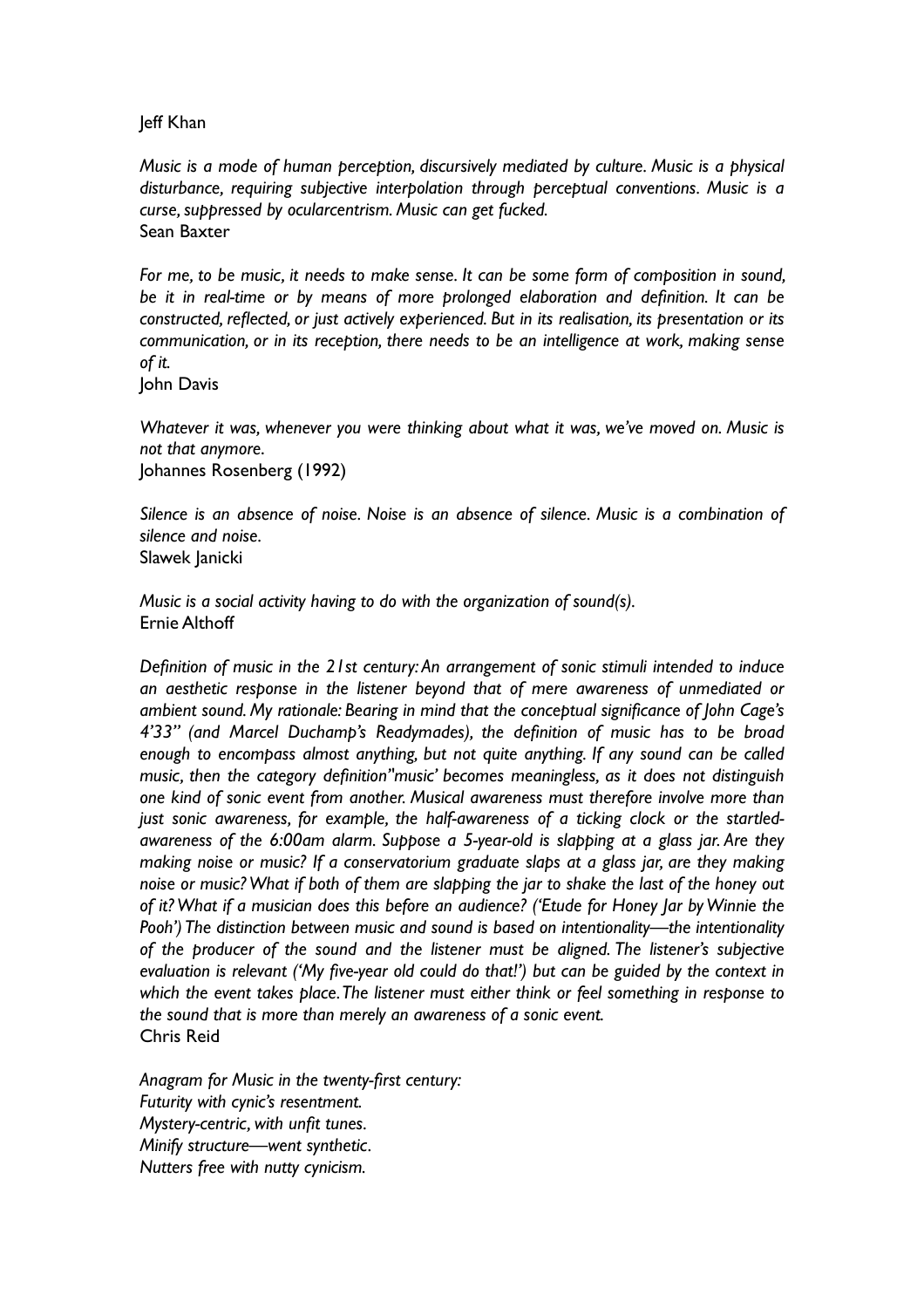Jeff Khan

*Music is a mode of human perception, discursively mediated by culture. Music is a physical disturbance, requiring subjective interpolation through perceptual conventions. Music is a curse, suppressed by ocularcentrism. Music can get fucked.*
Sean Baxter

*For me, to be music, it needs to make sense. It can be some form of composition in sound, be it in real-time or by means of more prolonged elaboration and definition. It can be constructed, reflected, or just actively experienced. But in its realisation, its presentation or its communication, or in its reception, there needs to be an intelligence at work, making sense of it.*
John Davis

*Whatever it was, whenever you were thinking about what it was, we've moved on. Music is not that anymore.*
Johannes Rosenberg (1992)

*Silence is an absence of noise. Noise is an absence of silence. Music is a combination of silence and noise.*
Slawek Janicki

*Music is a social activity having to do with the organization of sound(s).*
Ernie Althoff

*Definition of music in the 21st century: An arrangement of sonic stimuli intended to induce an aesthetic response in the listener beyond that of mere awareness of unmediated or ambient sound. My rationale: Bearing in mind that the conceptual significance of John Cage's 4'33" (and Marcel Duchamp's Readymades), the definition of music has to be broad enough to encompass almost anything, but not quite anything. If any sound can be called music, then the category definition"music' becomes meaningless, as it does not distinguish one kind of sonic event from another. Musical awareness must therefore involve more than just sonic awareness, for example, the half-awareness of a ticking clock or the startled-awareness of the 6:00am alarm. Suppose a 5-year-old is slapping at a glass jar. Are they making noise or music? If a conservatorium graduate slaps at a glass jar, are they making noise or music? What if both of them are slapping the jar to shake the last of the honey out of it? What if a musician does this before an audience? ('Etude for Honey Jar by Winnie the Pooh') The distinction between music and sound is based on intentionality—the intentionality of the producer of the sound and the listener must be aligned. The listener's subjective evaluation is relevant ('My five-year old could do that!') but can be guided by the context in which the event takes place. The listener must either think or feel something in response to the sound that is more than merely an awareness of a sonic event.*
Chris Reid

*Anagram for Music in the twenty-first century:*
*Futurity with cynic's resentment.*
*Mystery-centric, with unfit tunes.*
*Minify structure—went synthetic.*
*Nutters free with nutty cynicism.*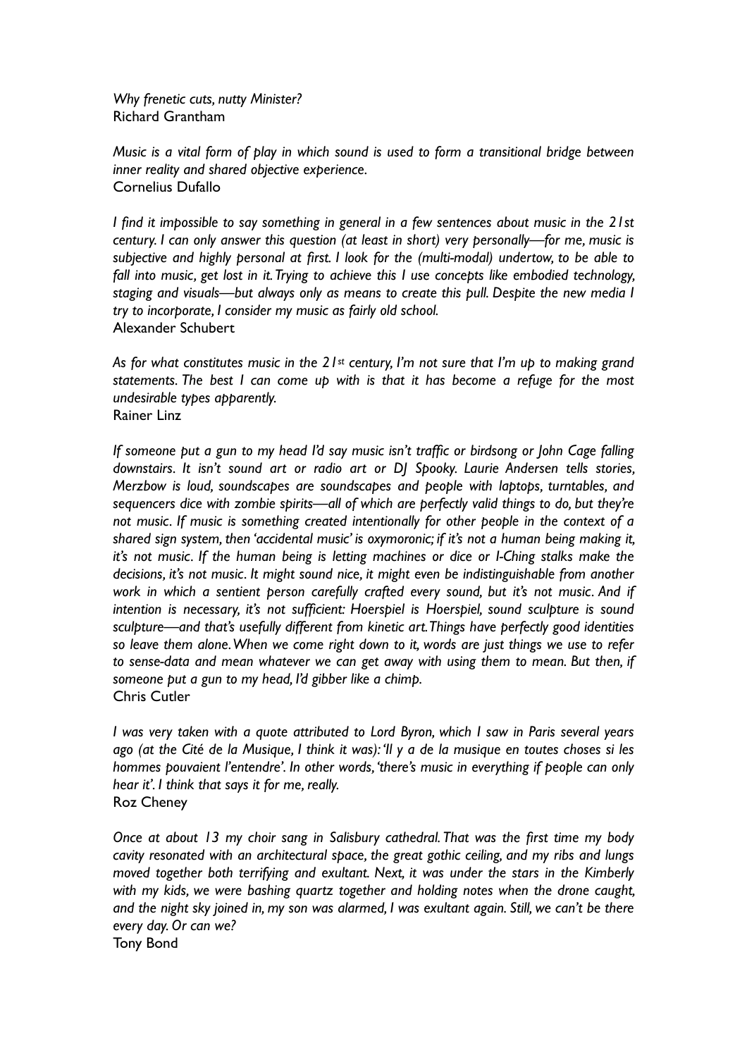*Why frenetic cuts, nutty Minister?*
Richard Grantham

*Music is a vital form of play in which sound is used to form a transitional bridge between inner reality and shared objective experience.*
Cornelius Dufallo

*I find it impossible to say something in general in a few sentences about music in the 21st century. I can only answer this question (at least in short) very personally—for me, music is subjective and highly personal at first. I look for the (multi-modal) undertow, to be able to fall into music, get lost in it. Trying to achieve this I use concepts like embodied technology, staging and visuals—but always only as means to create this pull. Despite the new media I try to incorporate, I consider my music as fairly old school.*
Alexander Schubert

*As for what constitutes music in the 21st century, I'm not sure that I'm up to making grand statements. The best I can come up with is that it has become a refuge for the most undesirable types apparently.*
Rainer Linz

*If someone put a gun to my head I'd say music isn't traffic or birdsong or John Cage falling downstairs. It isn't sound art or radio art or DJ Spooky. Laurie Andersen tells stories, Merzbow is loud, soundscapes are soundscapes and people with laptops, turntables, and sequencers dice with zombie spirits—all of which are perfectly valid things to do, but they're not music. If music is something created intentionally for other people in the context of a shared sign system, then 'accidental music' is oxymoronic; if it's not a human being making it, it's not music. If the human being is letting machines or dice or I-Ching stalks make the decisions, it's not music. It might sound nice, it might even be indistinguishable from another work in which a sentient person carefully crafted every sound, but it's not music. And if intention is necessary, it's not sufficient: Hoerspiel is Hoerspiel, sound sculpture is sound sculpture—and that's usefully different from kinetic art. Things have perfectly good identities so leave them alone. When we come right down to it, words are just things we use to refer to sense-data and mean whatever we can get away with using them to mean. But then, if someone put a gun to my head, I'd gibber like a chimp.*
Chris Cutler

*I was very taken with a quote attributed to Lord Byron, which I saw in Paris several years ago (at the Cité de la Musique, I think it was): 'Il y a de la musique en toutes choses si les hommes pouvaient l'entendre'. In other words, 'there's music in everything if people can only hear it'. I think that says it for me, really.*
Roz Cheney

*Once at about 13 my choir sang in Salisbury cathedral. That was the first time my body cavity resonated with an architectural space, the great gothic ceiling, and my ribs and lungs moved together both terrifying and exultant. Next, it was under the stars in the Kimberly with my kids, we were bashing quartz together and holding notes when the drone caught, and the night sky joined in, my son was alarmed, I was exultant again. Still, we can't be there every day. Or can we?*
Tony Bond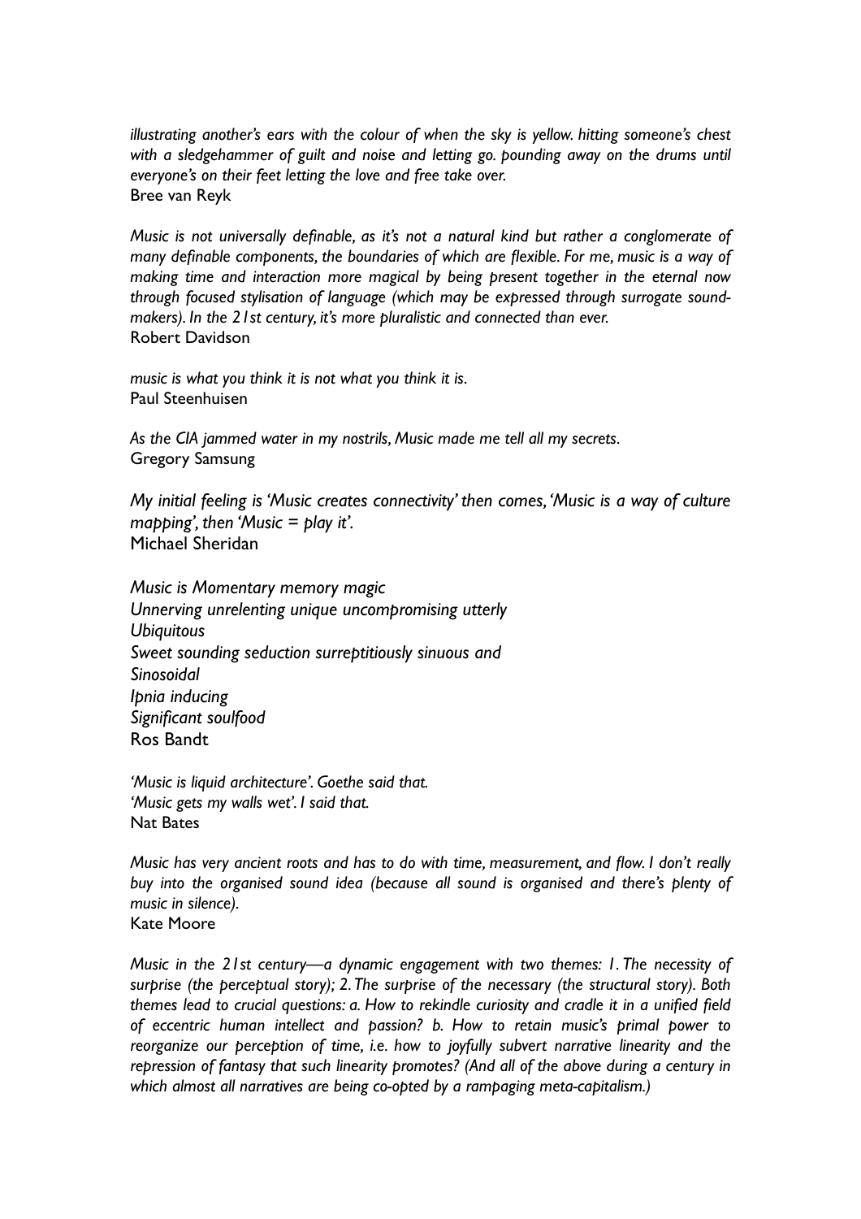*illustrating another's ears with the colour of when the sky is yellow. hitting someone's chest with a sledgehammer of guilt and noise and letting go. pounding away on the drums until everyone's on their feet letting the love and free take over.*
Bree van Reyk

*Music is not universally definable, as it's not a natural kind but rather a conglomerate of many definable components, the boundaries of which are flexible. For me, music is a way of making time and interaction more magical by being present together in the eternal now through focused stylisation of language (which may be expressed through surrogate sound-makers). In the 21st century, it's more pluralistic and connected than ever.*
Robert Davidson

*music is what you think it is not what you think it is.*
Paul Steenhuisen

*As the CIA jammed water in my nostrils, Music made me tell all my secrets.*
Gregory Samsung

*My initial feeling is 'Music creates connectivity' then comes, 'Music is a way of culture mapping', then 'Music = play it'.*
Michael Sheridan

*Music is Momentary memory magic*
*Unnerving unrelenting unique uncompromising utterly*
*Ubiquitous*
*Sweet sounding seduction surreptitiously sinuous and*
*Sinosoidal*
*Ipnia inducing*
*Significant soulfood*
Ros Bandt

*'Music is liquid architecture'. Goethe said that.*
*'Music gets my walls wet'. I said that.*
Nat Bates

*Music has very ancient roots and has to do with time, measurement, and flow. I don't really buy into the organised sound idea (because all sound is organised and there's plenty of music in silence).*
Kate Moore

*Music in the 21st century—a dynamic engagement with two themes: 1. The necessity of surprise (the perceptual story); 2. The surprise of the necessary (the structural story). Both themes lead to crucial questions: a. How to rekindle curiosity and cradle it in a unified field of eccentric human intellect and passion? b. How to retain music's primal power to reorganize our perception of time, i.e. how to joyfully subvert narrative linearity and the repression of fantasy that such linearity promotes? (And all of the above during a century in which almost all narratives are being co-opted by a rampaging meta-capitalism.)*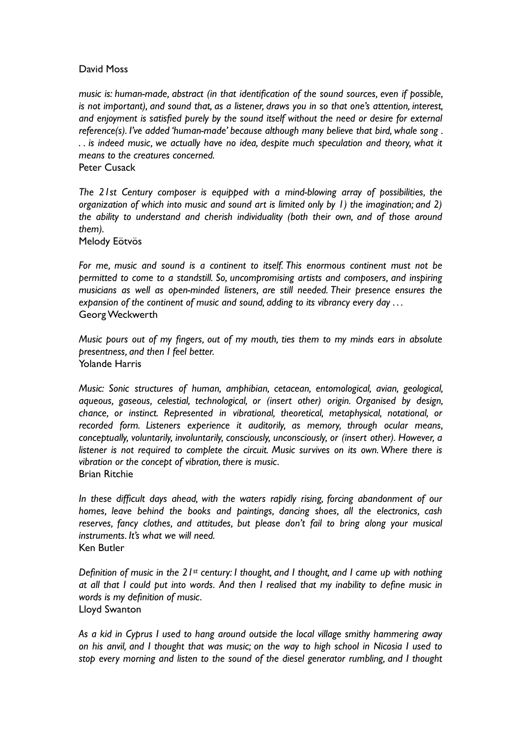David Moss

*music is: human-made, abstract (in that identification of the sound sources, even if possible, is not important), and sound that, as a listener, draws you in so that one's attention, interest, and enjoyment is satisfied purely by the sound itself without the need or desire for external reference(s). I've added 'human-made' because although many believe that bird, whale song . . . is indeed music, we actually have no idea, despite much speculation and theory, what it means to the creatures concerned.*

Peter Cusack

*The 21st Century composer is equipped with a mind-blowing array of possibilities, the organization of which into music and sound art is limited only by 1) the imagination; and 2) the ability to understand and cherish individuality (both their own, and of those around them).*

Melody Eötvös

*For me, music and sound is a continent to itself. This enormous continent must not be permitted to come to a standstill. So, uncompromising artists and composers, and inspiring musicians as well as open-minded listeners, are still needed. Their presence ensures the expansion of the continent of music and sound, adding to its vibrancy every day . . .*

Georg Weckwerth

*Music pours out of my fingers, out of my mouth, ties them to my minds ears in absolute presentness, and then I feel better.*

Yolande Harris

*Music: Sonic structures of human, amphibian, cetacean, entomological, avian, geological, aqueous, gaseous, celestial, technological, or (insert other) origin. Organised by design, chance, or instinct. Represented in vibrational, theoretical, metaphysical, notational, or recorded form. Listeners experience it auditorily, as memory, through ocular means, conceptually, voluntarily, involuntarily, consciously, unconsciously, or (insert other). However, a listener is not required to complete the circuit. Music survives on its own. Where there is vibration or the concept of vibration, there is music.*

Brian Ritchie

*In these difficult days ahead, with the waters rapidly rising, forcing abandonment of our homes, leave behind the books and paintings, dancing shoes, all the electronics, cash reserves, fancy clothes, and attitudes, but please don't fail to bring along your musical instruments. It's what we will need.*

Ken Butler

*Definition of music in the 21st century: I thought, and I thought, and I came up with nothing at all that I could put into words. And then I realised that my inability to define music in words is my definition of music.*

Lloyd Swanton

*As a kid in Cyprus I used to hang around outside the local village smithy hammering away on his anvil, and I thought that was music; on the way to high school in Nicosia I used to stop every morning and listen to the sound of the diesel generator rumbling, and I thought*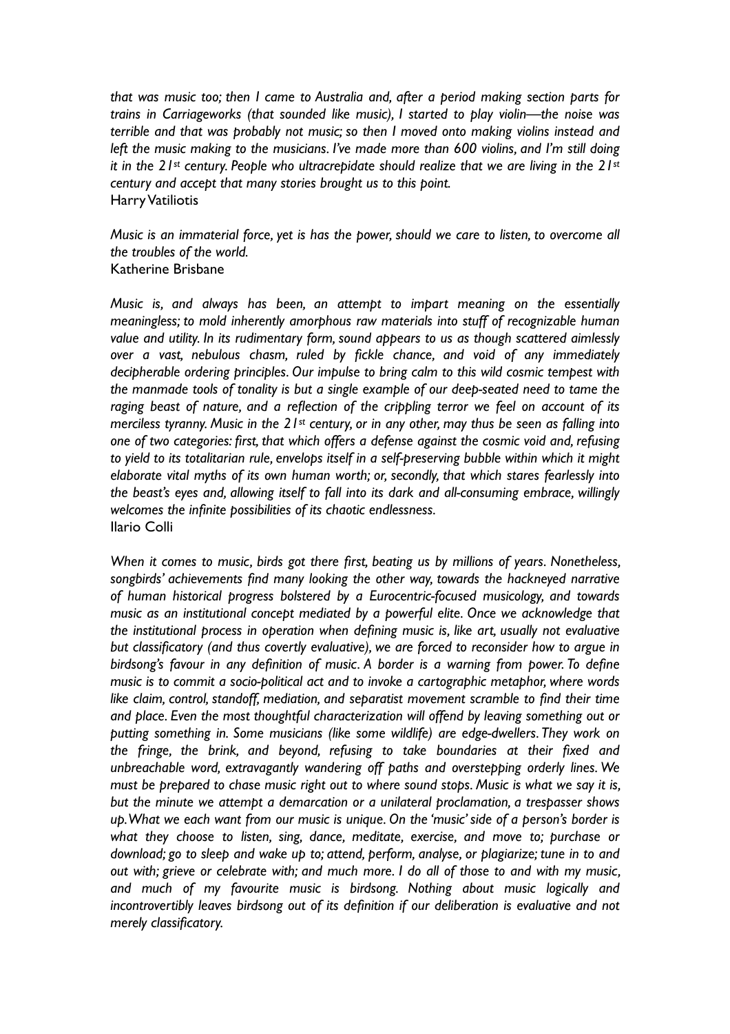*that was music too; then I came to Australia and, after a period making section parts for trains in Carriageworks (that sounded like music), I started to play violin—the noise was terrible and that was probably not music; so then I moved onto making violins instead and left the music making to the musicians. I've made more than 600 violins, and I'm still doing it in the 21st century. People who ultracrepidate should realize that we are living in the 21st century and accept that many stories brought us to this point.*
Harry Vatiliotis

*Music is an immaterial force, yet is has the power, should we care to listen, to overcome all the troubles of the world.*
Katherine Brisbane

*Music is, and always has been, an attempt to impart meaning on the essentially meaningless; to mold inherently amorphous raw materials into stuff of recognizable human value and utility. In its rudimentary form, sound appears to us as though scattered aimlessly over a vast, nebulous chasm, ruled by fickle chance, and void of any immediately decipherable ordering principles. Our impulse to bring calm to this wild cosmic tempest with the manmade tools of tonality is but a single example of our deep-seated need to tame the raging beast of nature, and a reflection of the crippling terror we feel on account of its merciless tyranny. Music in the 21st century, or in any other, may thus be seen as falling into one of two categories: first, that which offers a defense against the cosmic void and, refusing to yield to its totalitarian rule, envelops itself in a self-preserving bubble within which it might elaborate vital myths of its own human worth; or, secondly, that which stares fearlessly into the beast's eyes and, allowing itself to fall into its dark and all-consuming embrace, willingly welcomes the infinite possibilities of its chaotic endlessness.*
Ilario Colli

*When it comes to music, birds got there first, beating us by millions of years. Nonetheless, songbirds' achievements find many looking the other way, towards the hackneyed narrative of human historical progress bolstered by a Eurocentric-focused musicology, and towards music as an institutional concept mediated by a powerful elite. Once we acknowledge that the institutional process in operation when defining music is, like art, usually not evaluative but classificatory (and thus covertly evaluative), we are forced to reconsider how to argue in birdsong's favour in any definition of music. A border is a warning from power. To define music is to commit a socio-political act and to invoke a cartographic metaphor, where words like claim, control, standoff, mediation, and separatist movement scramble to find their time and place. Even the most thoughtful characterization will offend by leaving something out or putting something in. Some musicians (like some wildlife) are edge-dwellers. They work on the fringe, the brink, and beyond, refusing to take boundaries at their fixed and unbreachable word, extravagantly wandering off paths and overstepping orderly lines. We must be prepared to chase music right out to where sound stops. Music is what we say it is, but the minute we attempt a demarcation or a unilateral proclamation, a trespasser shows up. What we each want from our music is unique. On the 'music' side of a person's border is what they choose to listen, sing, dance, meditate, exercise, and move to; purchase or download; go to sleep and wake up to; attend, perform, analyse, or plagiarize; tune in to and out with; grieve or celebrate with; and much more. I do all of those to and with my music, and much of my favourite music is birdsong. Nothing about music logically and incontrovertibly leaves birdsong out of its definition if our deliberation is evaluative and not merely classificatory.*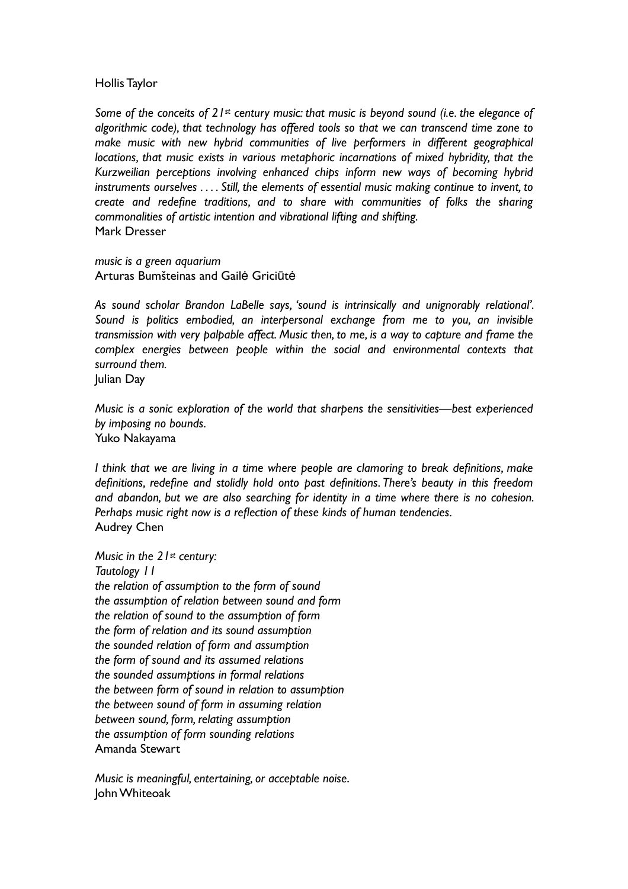Hollis Taylor

*Some of the conceits of 21st century music: that music is beyond sound (i.e. the elegance of algorithmic code), that technology has offered tools so that we can transcend time zone to make music with new hybrid communities of live performers in different geographical locations, that music exists in various metaphoric incarnations of mixed hybridity, that the Kurzweilian perceptions involving enhanced chips inform new ways of becoming hybrid instruments ourselves . . . . Still, the elements of essential music making continue to invent, to create and redefine traditions, and to share with communities of folks the sharing commonalities of artistic intention and vibrational lifting and shifting.*
Mark Dresser

*music is a green aquarium*
Arturas Bumšteinas and Gailė Griciūtė

*As sound scholar Brandon LaBelle says, 'sound is intrinsically and unignorably relational'. Sound is politics embodied, an interpersonal exchange from me to you, an invisible transmission with very palpable affect. Music then, to me, is a way to capture and frame the complex energies between people within the social and environmental contexts that surround them.*
Julian Day

*Music is a sonic exploration of the world that sharpens the sensitivities—best experienced by imposing no bounds.*
Yuko Nakayama

*I think that we are living in a time where people are clamoring to break definitions, make definitions, redefine and stolidly hold onto past definitions. There's beauty in this freedom and abandon, but we are also searching for identity in a time where there is no cohesion. Perhaps music right now is a reflection of these kinds of human tendencies.*
Audrey Chen

*Music in the 21st century:*
*Tautology 11*
*the relation of assumption to the form of sound*
*the assumption of relation between sound and form*
*the relation of sound to the assumption of form*
*the form of relation and its sound assumption*
*the sounded relation of form and assumption*
*the form of sound and its assumed relations*
*the sounded assumptions in formal relations*
*the between form of sound in relation to assumption*
*the between sound of form in assuming relation*
*between sound, form, relating assumption*
*the assumption of form sounding relations*
Amanda Stewart

*Music is meaningful, entertaining, or acceptable noise.*
John Whiteoak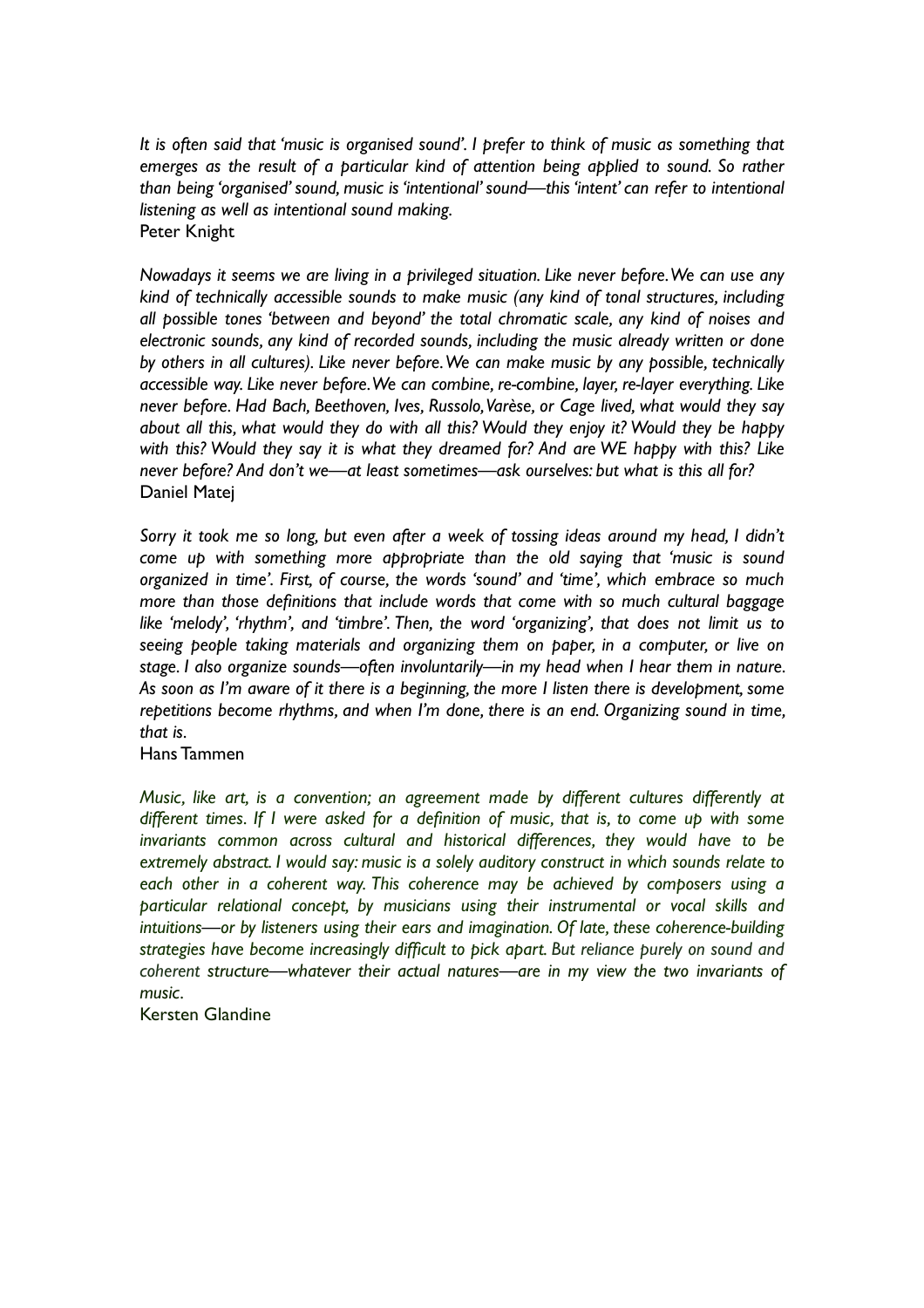*It is often said that 'music is organised sound'. I prefer to think of music as something that emerges as the result of a particular kind of attention being applied to sound. So rather than being 'organised' sound, music is 'intentional' sound—this 'intent' can refer to intentional listening as well as intentional sound making.*
Peter Knight

*Nowadays it seems we are living in a privileged situation. Like never before. We can use any kind of technically accessible sounds to make music (any kind of tonal structures, including all possible tones 'between and beyond' the total chromatic scale, any kind of noises and electronic sounds, any kind of recorded sounds, including the music already written or done by others in all cultures). Like never before. We can make music by any possible, technically accessible way. Like never before. We can combine, re-combine, layer, re-layer everything. Like never before. Had Bach, Beethoven, Ives, Russolo, Varèse, or Cage lived, what would they say about all this, what would they do with all this? Would they enjoy it? Would they be happy with this? Would they say it is what they dreamed for? And are WE happy with this? Like never before? And don't we—at least sometimes—ask ourselves: but what is this all for?*
Daniel Matej

*Sorry it took me so long, but even after a week of tossing ideas around my head, I didn't come up with something more appropriate than the old saying that 'music is sound organized in time'. First, of course, the words 'sound' and 'time', which embrace so much more than those definitions that include words that come with so much cultural baggage like 'melody', 'rhythm', and 'timbre'. Then, the word 'organizing', that does not limit us to seeing people taking materials and organizing them on paper, in a computer, or live on stage. I also organize sounds—often involuntarily—in my head when I hear them in nature. As soon as I'm aware of it there is a beginning, the more I listen there is development, some repetitions become rhythms, and when I'm done, there is an end. Organizing sound in time, that is.*
Hans Tammen

*Music, like art, is a convention; an agreement made by different cultures differently at different times. If I were asked for a definition of music, that is, to come up with some invariants common across cultural and historical differences, they would have to be extremely abstract. I would say: music is a solely auditory construct in which sounds relate to each other in a coherent way. This coherence may be achieved by composers using a particular relational concept, by musicians using their instrumental or vocal skills and intuitions—or by listeners using their ears and imagination. Of late, these coherence-building strategies have become increasingly difficult to pick apart. But reliance purely on sound and coherent structure—whatever their actual natures—are in my view the two invariants of music.*
Kersten Glandine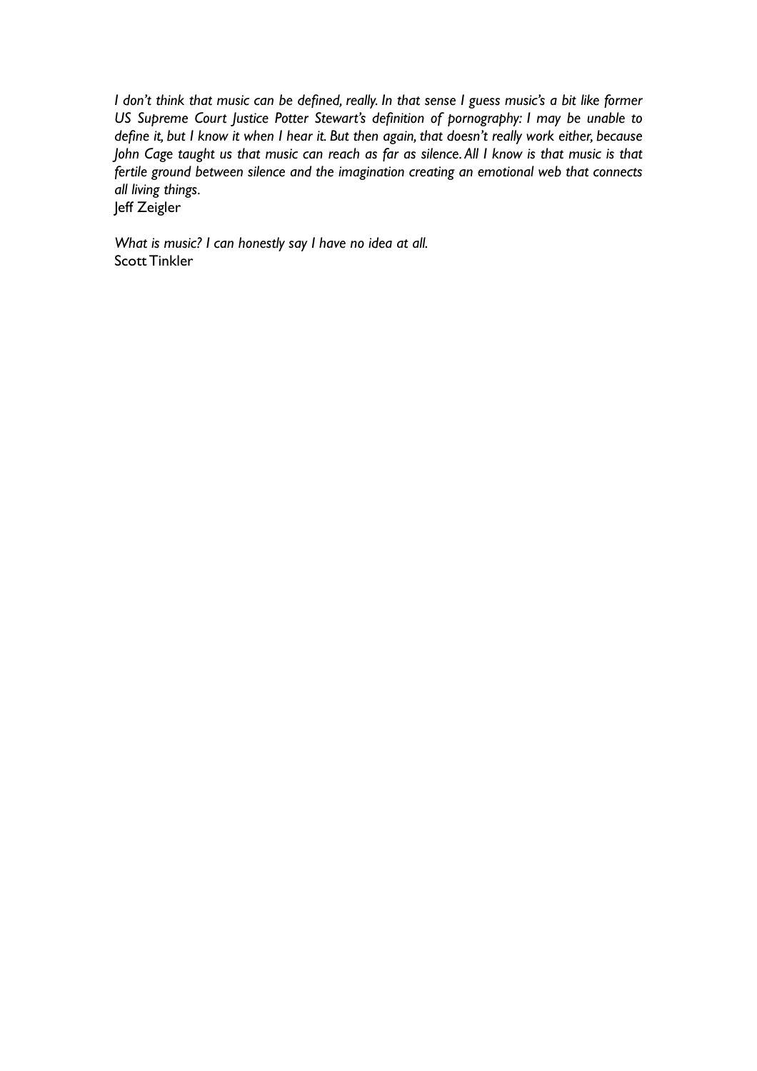*I don't think that music can be defined, really. In that sense I guess music's a bit like former US Supreme Court Justice Potter Stewart's definition of pornography: I may be unable to define it, but I know it when I hear it. But then again, that doesn't really work either, because John Cage taught us that music can reach as far as silence. All I know is that music is that fertile ground between silence and the imagination creating an emotional web that connects all living things.*
Jeff Zeigler

*What is music? I can honestly say I have no idea at all.*
Scott Tinkler